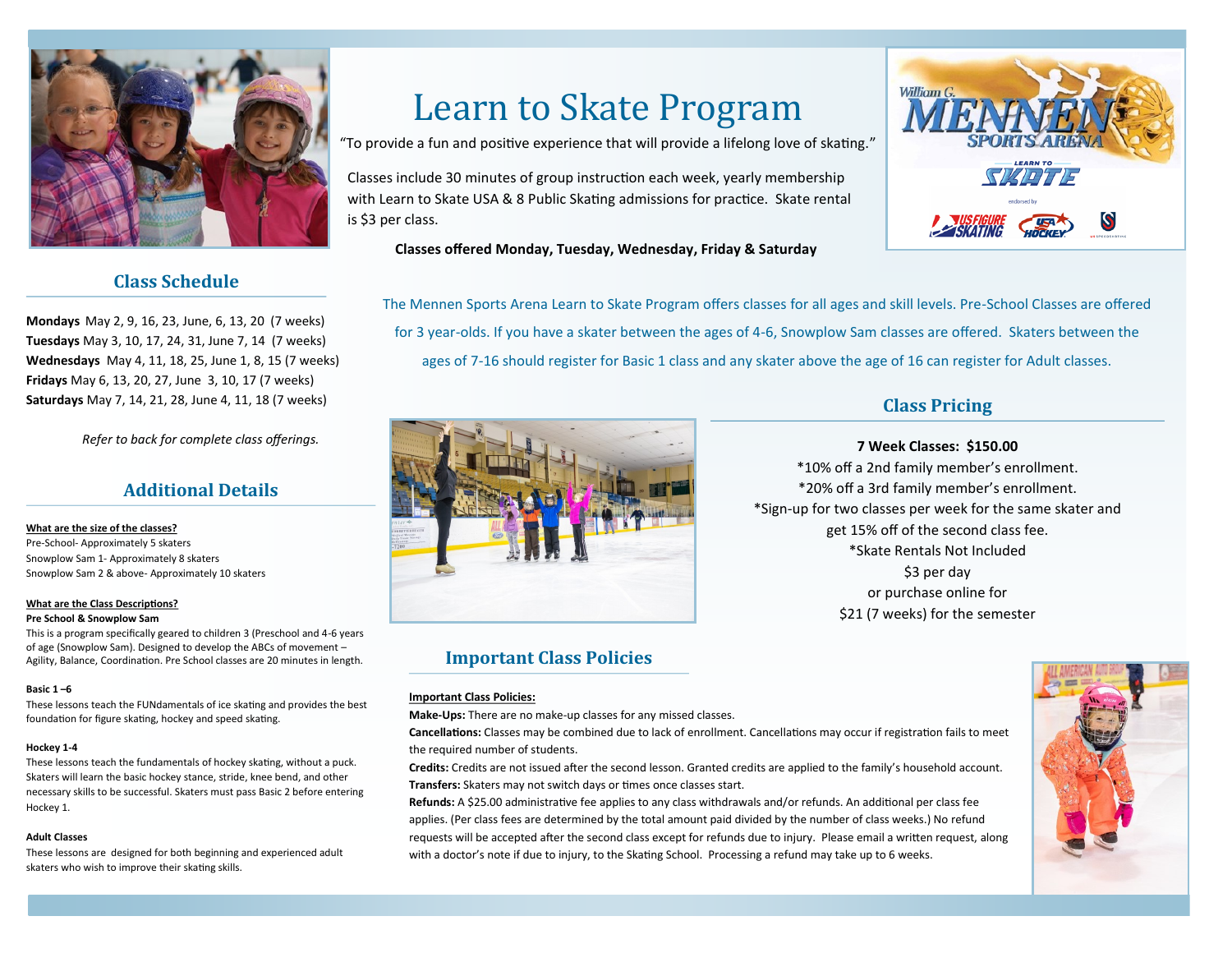# Learn to Skate Program

"To provide a fun and positive experience that will provide a lifelong love of skating."

Classes include 30 minutes of group instruction each week, yearly membership with Learn to Skate USA & 8 Public Skating admissions for practice. Skate rental is $3 per class.

**Classes offered Monday, Tuesday, Wednesday, Friday & Saturday**

The Mennen Sports Arena Learn to Skate Program offers classes for all ages and skill levels. Pre-School Classes are offered for 3 year-olds. If you have a skater between the ages of 4-6, Snowplow Sam classes are offered. Skaters between the ages of 7-16 should register for Basic 1 class and any skater above the age of 16 can register for Adult classes.

## Class Schedule

**Mondays** May 2, 9, 16, 23, June, 6, 13, 20 (7 weeks)
**Tuesdays** May 3, 10, 17, 24, 31, June 7, 14 (7 weeks)
**Wednesdays** May 4, 11, 18, 25, June 1, 8, 15 (7 weeks)
**Fridays** May 6, 13, 20, 27, June 3, 10, 17 (7 weeks)
**Saturdays** May 7, 14, 21, 28, June 4, 11, 18 (7 weeks)

*Refer to back for complete class offerings.*

## Additional Details

**What are the size of the classes?**
Pre-School- Approximately 5 skaters
Snowplow Sam 1- Approximately 8 skaters
Snowplow Sam 2 & above- Approximately 10 skaters

**What are the Class Descriptions?**

**Pre School & Snowplow Sam**
This is a program specifically geared to children 3 (Preschool and 4-6 years of age (Snowplow Sam). Designed to develop the ABCs of movement – Agility, Balance, Coordination. Pre School classes are 20 minutes in length.

**Basic 1 –6**
These lessons teach the FUNdamentals of ice skating and provides the best foundation for figure skating, hockey and speed skating.

**Hockey 1-4**
These lessons teach the fundamentals of hockey skating, without a puck. Skaters will learn the basic hockey stance, stride, knee bend, and other necessary skills to be successful. Skaters must pass Basic 2 before entering Hockey 1.

**Adult Classes**
These lessons are designed for both beginning and experienced adult skaters who wish to improve their skating skills.

## Class Pricing

**7 Week Classes: $150.00**
*10% off a 2nd family member's enrollment.
*20% off a 3rd family member's enrollment.
*Sign-up for two classes per week for the same skater and get 15% off of the second class fee.
*Skate Rentals Not Included
$3 per day
or purchase online for
$21 (7 weeks) for the semester

## Important Class Policies

**Important Class Policies:**

**Make-Ups:** There are no make-up classes for any missed classes.

**Cancellations:** Classes may be combined due to lack of enrollment. Cancellations may occur if registration fails to meet the required number of students.

**Credits:** Credits are not issued after the second lesson. Granted credits are applied to the family's household account.

**Transfers:** Skaters may not switch days or times once classes start.

**Refunds:** A $25.00 administrative fee applies to any class withdrawals and/or refunds. An additional per class fee applies. (Per class fees are determined by the total amount paid divided by the number of class weeks.) No refund requests will be accepted after the second class except for refunds due to injury. Please email a written request, along with a doctor's note if due to injury, to the Skating School. Processing a refund may take up to 6 weeks.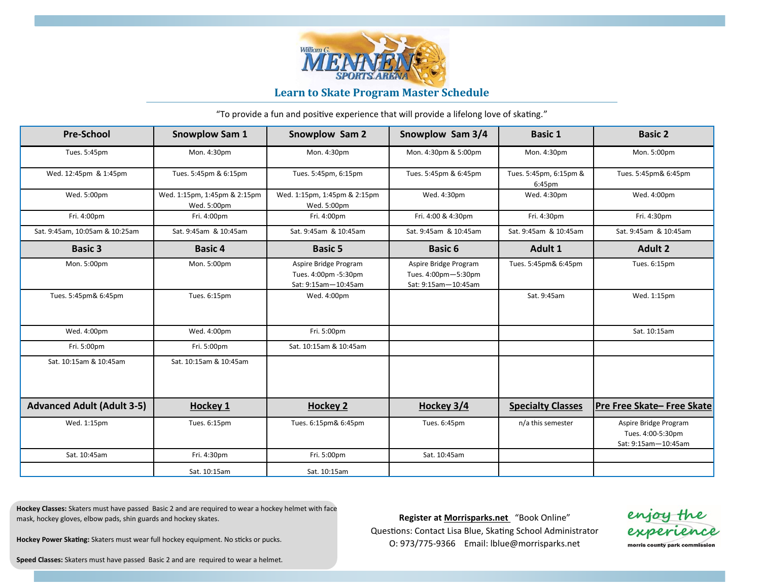# Learn to Skate Program Master Schedule

"To provide a fun and positive experience that will provide a lifelong love of skating."

| Pre-School | Snowplow Sam 1 | Snowplow Sam 2 | Snowplow Sam 3/4 | Basic 1 | Basic 2 |
|---|---|---|---|---|---|
| Tues. 5:45pm | Mon. 4:30pm | Mon. 4:30pm | Mon. 4:30pm & 5:00pm | Mon. 4:30pm | Mon. 5:00pm |
| Wed. 12:45pm & 1:45pm | Tues. 5:45pm & 6:15pm | Tues. 5:45pm, 6:15pm | Tues. 5:45pm & 6:45pm | Tues. 5:45pm, 6:15pm & 6:45pm | Tues. 5:45pm& 6:45pm |
| Wed. 5:00pm | Wed. 1:15pm, 1:45pm & 2:15pm Wed. 5:00pm | Wed. 1:15pm, 1:45pm & 2:15pm Wed. 5:00pm | Wed. 4:30pm | Wed. 4:30pm | Wed. 4:00pm |
| Fri. 4:00pm | Fri. 4:00pm | Fri. 4:00pm | Fri. 4:00 & 4:30pm | Fri. 4:30pm | Fri. 4:30pm |
| Sat. 9:45am, 10:05am & 10:25am | Sat. 9:45am & 10:45am | Sat. 9:45am & 10:45am | Sat. 9:45am & 10:45am | Sat. 9:45am & 10:45am | Sat. 9:45am & 10:45am |
| **Basic 3** | **Basic 4** | **Basic 5** | **Basic 6** | **Adult 1** | **Adult 2** |
| Mon. 5:00pm | Mon. 5:00pm | Aspire Bridge Program Tues. 4:00pm -5:30pm Sat: 9:15am—10:45am | Aspire Bridge Program Tues. 4:00pm—5:30pm Sat: 9:15am—10:45am | Tues. 5:45pm& 6:45pm | Tues. 6:15pm |
| Tues. 5:45pm& 6:45pm | Tues. 6:15pm | Wed. 4:00pm | | Sat. 9:45am | Wed. 1:15pm |
| Wed. 4:00pm | Wed. 4:00pm | Fri. 5:00pm | | | Sat. 10:15am |
| Fri. 5:00pm | Fri. 5:00pm | Sat. 10:15am & 10:45am | | | |
| Sat. 10:15am & 10:45am | Sat. 10:15am & 10:45am | | | | |
| **Advanced Adult (Adult 3-5)** | **Hockey 1** | **Hockey 2** | **Hockey 3/4** | **Specialty Classes** | **Pre Free Skate– Free Skate** |
| Wed. 1:15pm | Tues. 6:15pm | Tues. 6:15pm& 6:45pm | Tues. 6:45pm | n/a this semester | Aspire Bridge Program Tues. 4:00-5:30pm Sat: 9:15am—10:45am |
| Sat. 10:45am | Fri. 4:30pm | Fri. 5:00pm | Sat. 10:45am | | |
| | Sat. 10:15am | Sat. 10:15am | | | |

**Hockey Classes:** Skaters must have passed Basic 2 and are required to wear a hockey helmet with face mask, hockey gloves, elbow pads, shin guards and hockey skates.

**Hockey Power Skating:** Skaters must wear full hockey equipment. No sticks or pucks.

**Speed Classes:** Skaters must have passed Basic 2 and are required to wear a helmet.

**Register at Morrisparks.net** "Book Online"
Questions: Contact Lisa Blue, Skating School Administrator
O: 973/775-9366 Email: lblue@morrisparks.net

enjoy the experience
morris county park commission